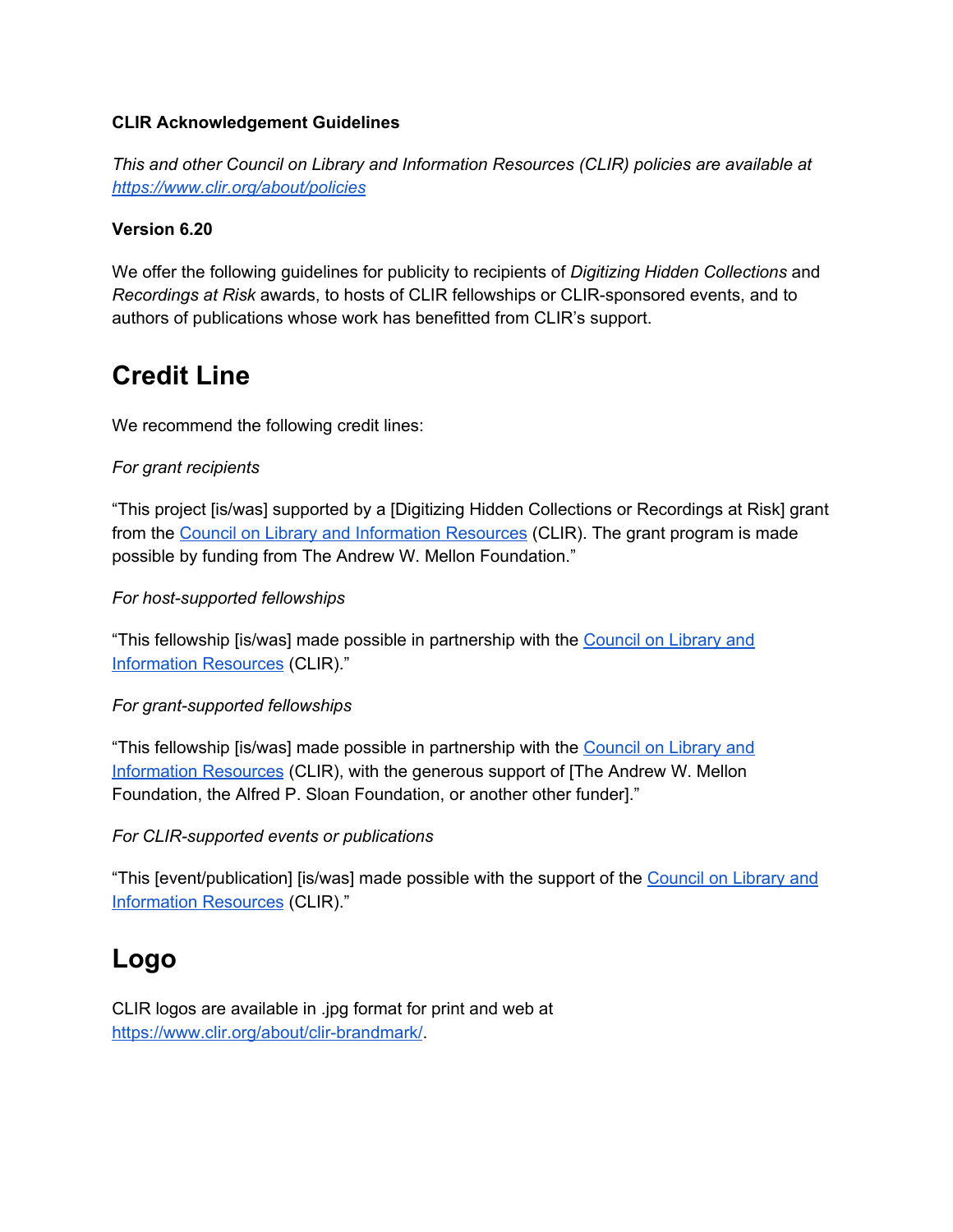**CLIR Acknowledgement Guidelines**

*This and other Council on Library and Information Resources (CLIR) policies are available at [https://www.clir.org/about/policies](https://www.clir.org/about/policies)*

**Version 6.20**

We offer the following guidelines for publicity to recipients of *Digitizing Hidden Collections* and *Recordings at Risk* awards, to hosts of CLIR fellowships or CLIR-sponsored events, and to authors of publications whose work has benefitted from CLIR's support.

# Credit Line

We recommend the following credit lines:

*For grant recipients*

"This project [is/was] supported by a [Digitizing Hidden Collections or Recordings at Risk] grant from the [Council on Library and Information Resources](https://www.clir.org) (CLIR). The grant program is made possible by funding from The Andrew W. Mellon Foundation."

*For host-supported fellowships*

"This fellowship [is/was] made possible in partnership with the [Council on Library and Information Resources](https://www.clir.org) (CLIR)."

*For grant-supported fellowships*

"This fellowship [is/was] made possible in partnership with the [Council on Library and Information Resources](https://www.clir.org) (CLIR), with the generous support of [The Andrew W. Mellon Foundation, the Alfred P. Sloan Foundation, or another other funder]."

*For CLIR-supported events or publications*

"This [event/publication] [is/was] made possible with the support of the [Council on Library and Information Resources](https://www.clir.org) (CLIR)."

# Logo

CLIR logos are available in .jpg format for print and web at [https://www.clir.org/about/clir-brandmark/](https://www.clir.org/about/clir-brandmark/).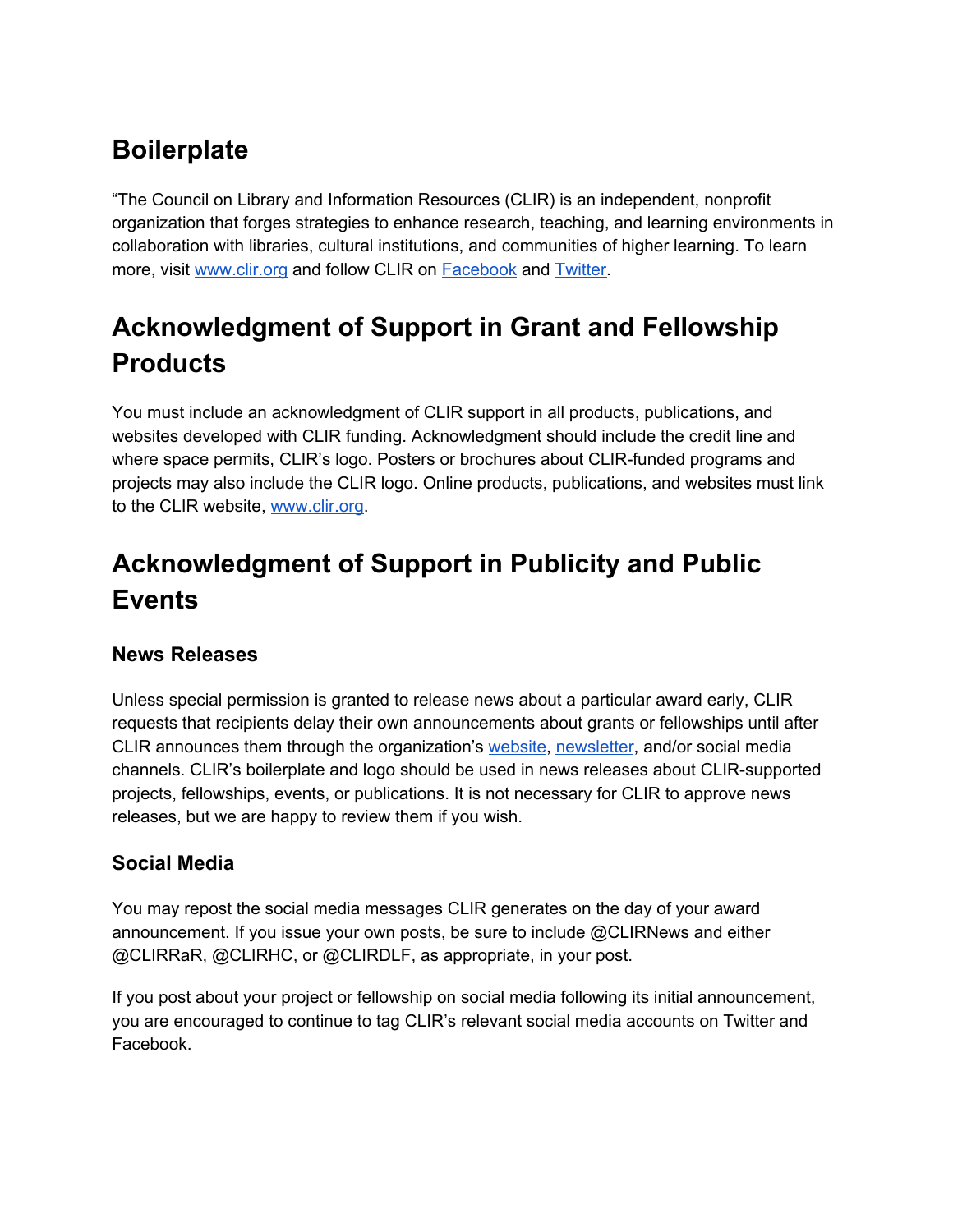## Boilerplate

“The Council on Library and Information Resources (CLIR) is an independent, nonprofit organization that forges strategies to enhance research, teaching, and learning environments in collaboration with libraries, cultural institutions, and communities of higher learning. To learn more, visit www.clir.org and follow CLIR on Facebook and Twitter.

## Acknowledgment of Support in Grant and Fellowship Products

You must include an acknowledgment of CLIR support in all products, publications, and websites developed with CLIR funding. Acknowledgment should include the credit line and where space permits, CLIR’s logo. Posters or brochures about CLIR-funded programs and projects may also include the CLIR logo. Online products, publications, and websites must link to the CLIR website, www.clir.org.

## Acknowledgment of Support in Publicity and Public Events

### News Releases

Unless special permission is granted to release news about a particular award early, CLIR requests that recipients delay their own announcements about grants or fellowships until after CLIR announces them through the organization’s website, newsletter, and/or social media channels. CLIR’s boilerplate and logo should be used in news releases about CLIR-supported projects, fellowships, events, or publications. It is not necessary for CLIR to approve news releases, but we are happy to review them if you wish.

### Social Media

You may repost the social media messages CLIR generates on the day of your award announcement. If you issue your own posts, be sure to include @CLIRNews and either @CLIRRaR, @CLIRHC, or @CLIRDLF, as appropriate, in your post.

If you post about your project or fellowship on social media following its initial announcement, you are encouraged to continue to tag CLIR’s relevant social media accounts on Twitter and Facebook.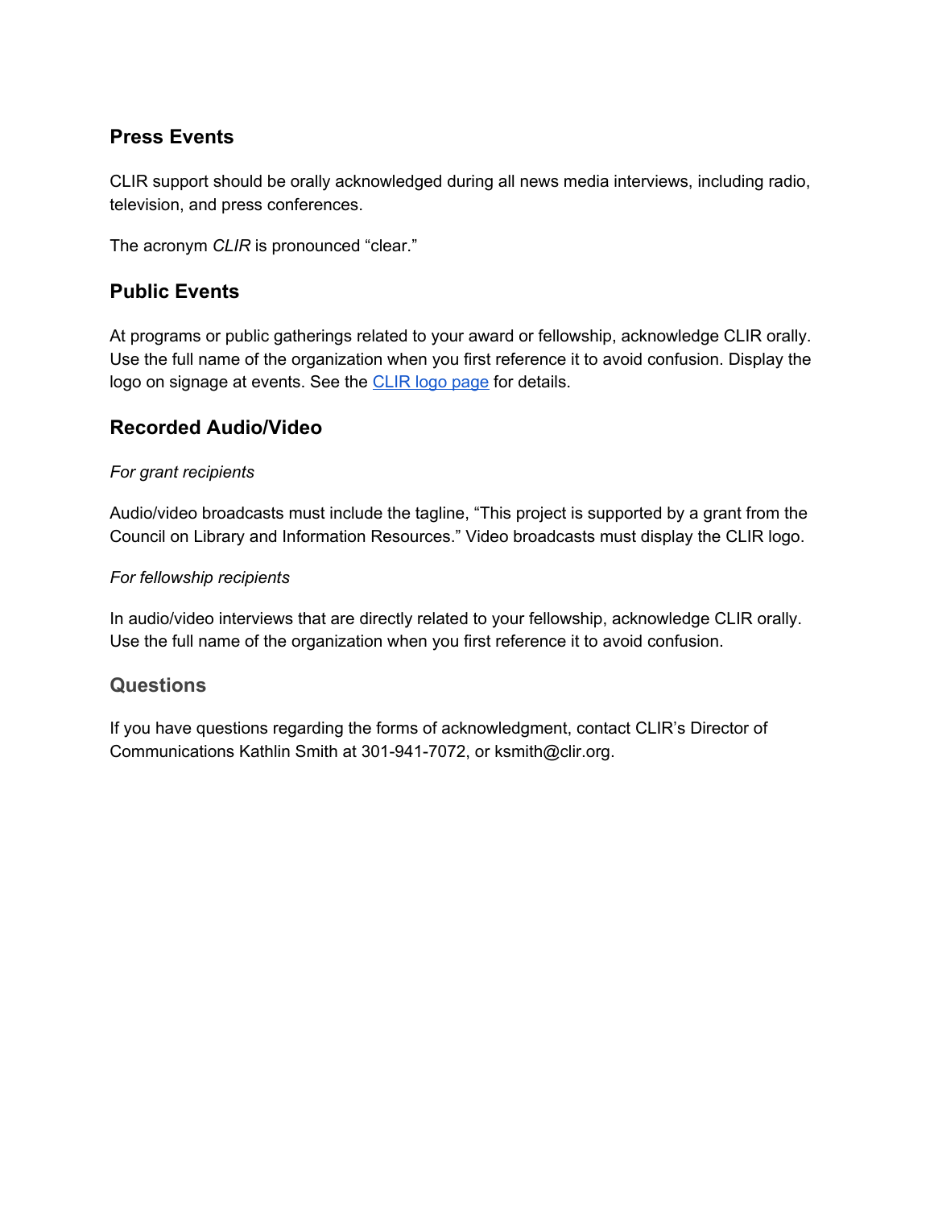## Press Events

CLIR support should be orally acknowledged during all news media interviews, including radio, television, and press conferences.

The acronym *CLIR* is pronounced "clear."

## Public Events

At programs or public gatherings related to your award or fellowship, acknowledge CLIR orally. Use the full name of the organization when you first reference it to avoid confusion. Display the logo on signage at events. See the [CLIR logo page]() for details.

## Recorded Audio/Video

*For grant recipients*

Audio/video broadcasts must include the tagline, "This project is supported by a grant from the Council on Library and Information Resources." Video broadcasts must display the CLIR logo.

*For fellowship recipients*

In audio/video interviews that are directly related to your fellowship, acknowledge CLIR orally. Use the full name of the organization when you first reference it to avoid confusion.

## Questions

If you have questions regarding the forms of acknowledgment, contact CLIR's Director of Communications Kathlin Smith at 301-941-7072, or ksmith@clir.org.